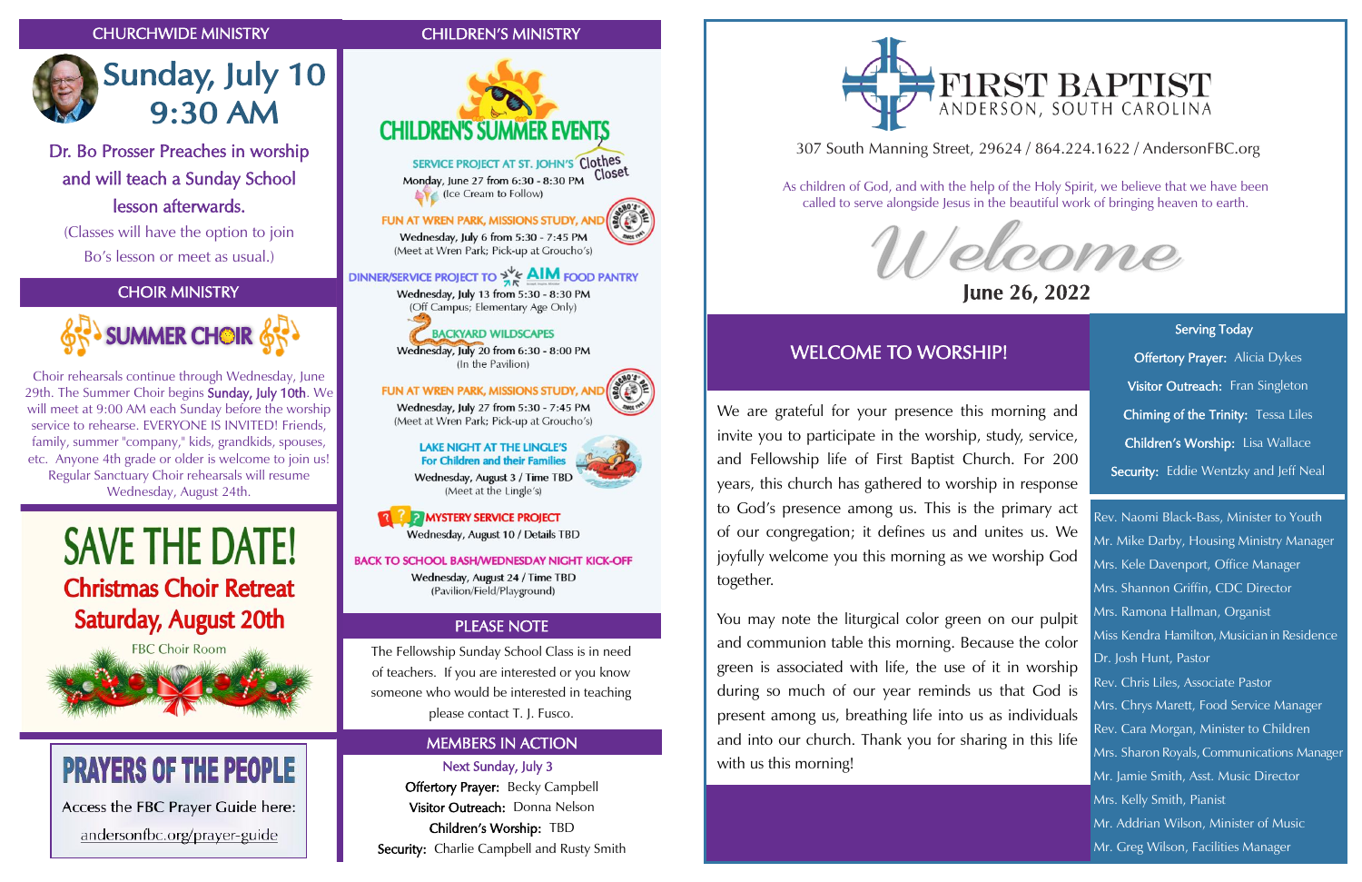## CHURCHWIDE MINISTRY

# Sunday, July 10
# 9:30 AM

Dr. Bo Prosser Preaches in worship and will teach a Sunday School lesson afterwards.

(Classes will have the option to join Bo's lesson or meet as usual.)

## CHOIR MINISTRY

### SUMMER CHOIR

Choir rehearsals continue through Wednesday, June 29th. The Summer Choir begins **Sunday, July 10th**. We will meet at 9:00 AM each Sunday before the worship service to rehearse. EVERYONE IS INVITED! Friends, family, summer "company," kids, grandkids, spouses, etc. Anyone 4th grade or older is welcome to join us! Regular Sanctuary Choir rehearsals will resume Wednesday, August 24th.

# SAVE THE DATE!

## Christmas Choir Retreat
## Saturday, August 20th

FBC Choir Room

## PRAYERS OF THE PEOPLE

Access the FBC Prayer Guide here:

andersonfbc.org/prayer-guide

## CHILDREN'S MINISTRY

### CHILDREN'S SUMMER EVENTS

**SERVICE PROJECT AT ST. JOHN'S** Clothes Closet
Monday, June 27 from 6:30 - 8:30 PM
(Ice Cream to Follow)

**FUN AT WREN PARK, MISSIONS STUDY, AND** GROUCHO'S DELI
Wednesday, July 6 from 5:30 - 7:45 PM
(Meet at Wren Park; Pick-up at Groucho's)

**DINNER/SERVICE PROJECT TO AIM FOOD PANTRY**
Wednesday, July 13 from 5:30 - 8:30 PM
(Off Campus; Elementary Age Only)

**BACKYARD WILDSCAPES**
Wednesday, July 20 from 6:30 - 8:00 PM
(In the Pavilion)

**FUN AT WREN PARK, MISSIONS STUDY, AND** GROUCHO'S DELI
Wednesday, July 27 from 5:30 - 7:45 PM
(Meet at Wren Park; Pick-up at Groucho's)

**LAKE NIGHT AT THE LINGLE'S**
**For Children and their Families**
Wednesday, August 3 / Time TBD
(Meet at the Lingle's)

**MYSTERY SERVICE PROJECT**
Wednesday, August 10 / Details TBD

**BACK TO SCHOOL BASH/WEDNESDAY NIGHT KICK-OFF**
Wednesday, August 24 / Time TBD
(Pavilion/Field/Playground)

## PLEASE NOTE

The Fellowship Sunday School Class is in need of teachers. If you are interested or you know someone who would be interested in teaching please contact T. J. Fusco.

## MEMBERS IN ACTION

Next Sunday, July 3

**Offertory Prayer:** Becky Campbell
**Visitor Outreach:** Donna Nelson
**Children's Worship:** TBD
**Security:** Charlie Campbell and Rusty Smith

# FIRST BAPTIST
ANDERSON, SOUTH CAROLINA

307 South Manning Street, 29624 / 864.224.1622 / AndersonFBC.org

As children of God, and with the help of the Holy Spirit, we believe that we have been called to serve alongside Jesus in the beautiful work of bringing heaven to earth.

# Welcome
## June 26, 2022

## WELCOME TO WORSHIP!

We are grateful for your presence this morning and invite you to participate in the worship, study, service, and Fellowship life of First Baptist Church. For 200 years, this church has gathered to worship in response to God's presence among us. This is the primary act of our congregation; it defines us and unites us. We joyfully welcome you this morning as we worship God together.

You may note the liturgical color green on our pulpit and communion table this morning. Because the color green is associated with life, the use of it in worship during so much of our year reminds us that God is present among us, breathing life into us as individuals and into our church. Thank you for sharing in this life with us this morning!

### Serving Today

**Offertory Prayer:** Alicia Dykes
**Visitor Outreach:** Fran Singleton
**Chiming of the Trinity:** Tessa Liles
**Children's Worship:** Lisa Wallace
**Security:** Eddie Wentzky and Jeff Neal

Rev. Naomi Black-Bass, Minister to Youth
Mr. Mike Darby, Housing Ministry Manager
Mrs. Kele Davenport, Office Manager
Mrs. Shannon Griffin, CDC Director
Mrs. Ramona Hallman, Organist
Miss Kendra Hamilton, Musician in Residence
Dr. Josh Hunt, Pastor
Rev. Chris Liles, Associate Pastor
Mrs. Chrys Marett, Food Service Manager
Rev. Cara Morgan, Minister to Children
Mrs. Sharon Royals, Communications Manager
Mr. Jamie Smith, Asst. Music Director
Mrs. Kelly Smith, Pianist
Mr. Addrian Wilson, Minister of Music
Mr. Greg Wilson, Facilities Manager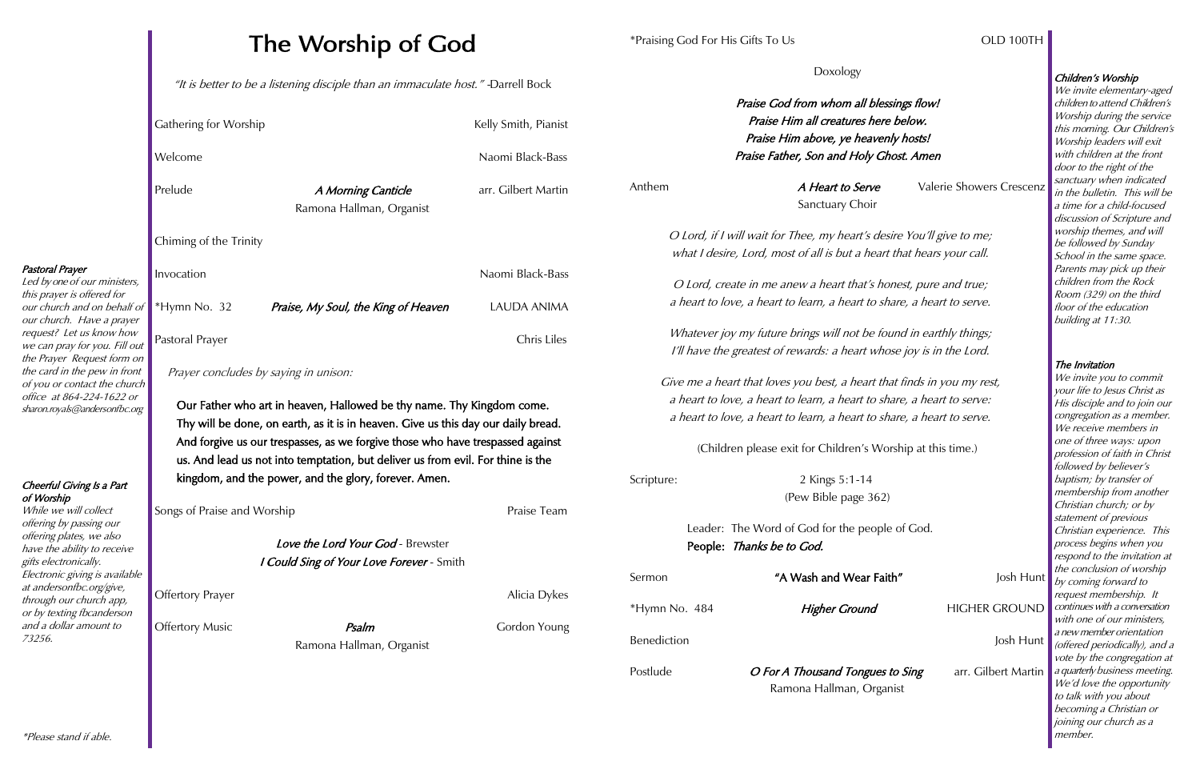## Pastoral Prayer

*Led by one of our ministers, this prayer is offered for our church and on behalf of our church. Have a prayer request? Let us know how we can pray for you. Fill out the Prayer Request form on the card in the pew in front of you or contact the church office at 864-224-1622 or sharon.royals@andersonfbc.org*

## Cheerful Giving Is a Part of Worship

*While we will collect offering by passing our offering plates, we also have the ability to receive gifts electronically. Electronic giving is available at andersonfbc.org/give, through our church app, or by texting fbcanderson and a dollar amount to 73256.*

*\*Please stand if able.*

# The Worship of God

*"It is better to be a listening disciple than an immaculate host." -Darrell Bock*

| | | |
|---|---|---|
| Gathering for Worship | | Kelly Smith, Pianist |
| Welcome | | Naomi Black-Bass |
| Prelude | ***A Morning Canticle*** Ramona Hallman, Organist | arr. Gilbert Martin |
| Chiming of the Trinity | | |
| Invocation | | Naomi Black-Bass |
| *Hymn No. 32 | ***Praise, My Soul, the King of Heaven*** | LAUDA ANIMA |
| Pastoral Prayer | | Chris Liles |

*Prayer concludes by saying in unison:*

Our Father who art in heaven, Hallowed be thy name. Thy Kingdom come. Thy will be done, on earth, as it is in heaven. Give us this day our daily bread. And forgive us our trespasses, as we forgive those who have trespassed against us. And lead us not into temptation, but deliver us from evil. For thine is the kingdom, and the power, and the glory, forever. Amen.

| | | |
|---|---|---|
| Songs of Praise and Worship | | Praise Team |

***Love the Lord Your God*** - Brewster
***I Could Sing of Your Love Forever*** - Smith

| | | |
|---|---|---|
| Offertory Prayer | | Alicia Dykes |
| Offertory Music | ***Psalm*** Ramona Hallman, Organist | Gordon Young |
| *Praising God For His Gifts To Us | | OLD 100TH |

Doxology

***Praise God from whom all blessings flow!***
***Praise Him all creatures here below.***
***Praise Him above, ye heavenly hosts!***
***Praise Father, Son and Holy Ghost. Amen***

| | | |
|---|---|---|
| Anthem | ***A Heart to Serve*** Sanctuary Choir | Valerie Showers Crescenz |

*O Lord, if I will wait for Thee, my heart's desire You'll give to me;*
*what I desire, Lord, most of all is but a heart that hears your call.*

*O Lord, create in me anew a heart that's honest, pure and true;*
*a heart to love, a heart to learn, a heart to share, a heart to serve.*

*Whatever joy my future brings will not be found in earthly things;*
*I'll have the greatest of rewards: a heart whose joy is in the Lord.*

*Give me a heart that loves you best, a heart that finds in you my rest,*
*a heart to love, a heart to learn, a heart to share, a heart to serve:*
*a heart to love, a heart to learn, a heart to share, a heart to serve.*

(Children please exit for Children's Worship at this time.)

Scripture: 2 Kings 5:1-14
(Pew Bible page 362)

Leader: The Word of God for the people of God.
**People:** ***Thanks be to God.***

| | | |
|---|---|---|
| Sermon | **"A Wash and Wear Faith"** | Josh Hunt |
| *Hymn No. 484 | ***Higher Ground*** | HIGHER GROUND |
| Benediction | | Josh Hunt |
| Postlude | ***O For A Thousand Tongues to Sing*** Ramona Hallman, Organist | arr. Gilbert Martin |

## Children's Worship

*We invite elementary-aged children to attend Children's Worship during the service this morning. Our Children's Worship leaders will exit with children at the front door to the right of the sanctuary when indicated in the bulletin. This will be a time for a child-focused discussion of Scripture and worship themes, and will be followed by Sunday School in the same space. Parents may pick up their children from the Rock Room (329) on the third floor of the education building at 11:30.*

## The Invitation

*We invite you to commit your life to Jesus Christ as His disciple and to join our congregation as a member. We receive members in one of three ways: upon profession of faith in Christ followed by believer's baptism; by transfer of membership from another Christian church; or by statement of previous Christian experience. This process begins when you respond to the invitation at the conclusion of worship by coming forward to request membership. It continues with a conversation with one of our ministers, a new member orientation (offered periodically), and a vote by the congregation at a quarterly business meeting. We'd love the opportunity to talk with you about becoming a Christian or joining our church as a member.*